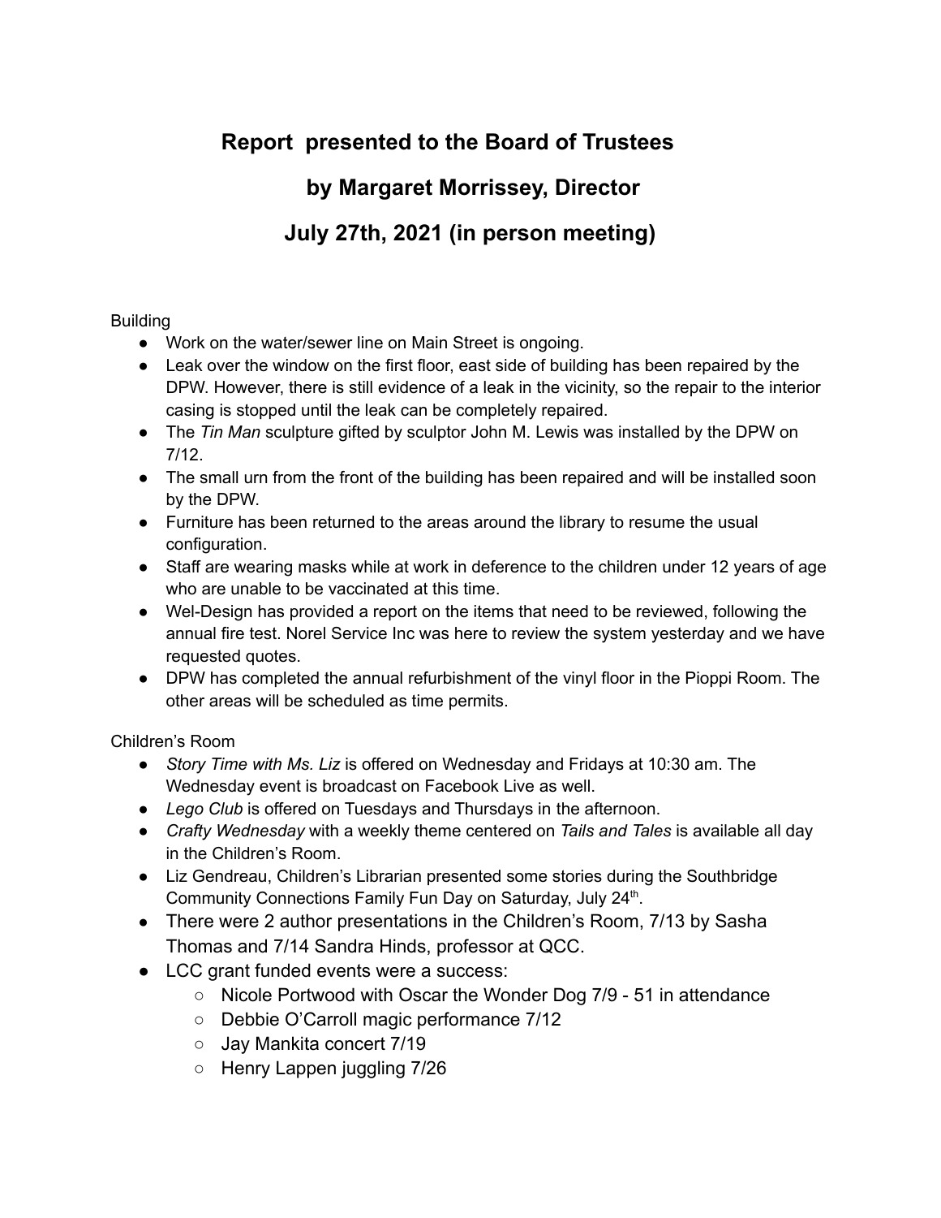# Report presented to the Board of Trustees

# by Margaret Morrissey, Director

# July 27th, 2021 (in person meeting)

Building

- Work on the water/sewer line on Main Street is ongoing.
- Leak over the window on the first floor, east side of building has been repaired by the DPW. However, there is still evidence of a leak in the vicinity, so the repair to the interior casing is stopped until the leak can be completely repaired.
- The *Tin Man* sculpture gifted by sculptor John M. Lewis was installed by the DPW on 7/12.
- The small urn from the front of the building has been repaired and will be installed soon by the DPW.
- Furniture has been returned to the areas around the library to resume the usual configuration.
- Staff are wearing masks while at work in deference to the children under 12 years of age who are unable to be vaccinated at this time.
- Wel-Design has provided a report on the items that need to be reviewed, following the annual fire test. Norel Service Inc was here to review the system yesterday and we have requested quotes.
- DPW has completed the annual refurbishment of the vinyl floor in the Pioppi Room. The other areas will be scheduled as time permits.

Children's Room

- *Story Time with Ms. Liz* is offered on Wednesday and Fridays at 10:30 am. The Wednesday event is broadcast on Facebook Live as well.
- *Lego Club* is offered on Tuesdays and Thursdays in the afternoon.
- *Crafty Wednesday* with a weekly theme centered on *Tails and Tales* is available all day in the Children's Room.
- Liz Gendreau, Children's Librarian presented some stories during the Southbridge Community Connections Family Fun Day on Saturday, July 24th.
- There were 2 author presentations in the Children's Room, 7/13 by Sasha Thomas and 7/14 Sandra Hinds, professor at QCC.
- LCC grant funded events were a success:
  - Nicole Portwood with Oscar the Wonder Dog 7/9 - 51 in attendance
  - Debbie O'Carroll magic performance 7/12
  - Jay Mankita concert 7/19
  - Henry Lappen juggling 7/26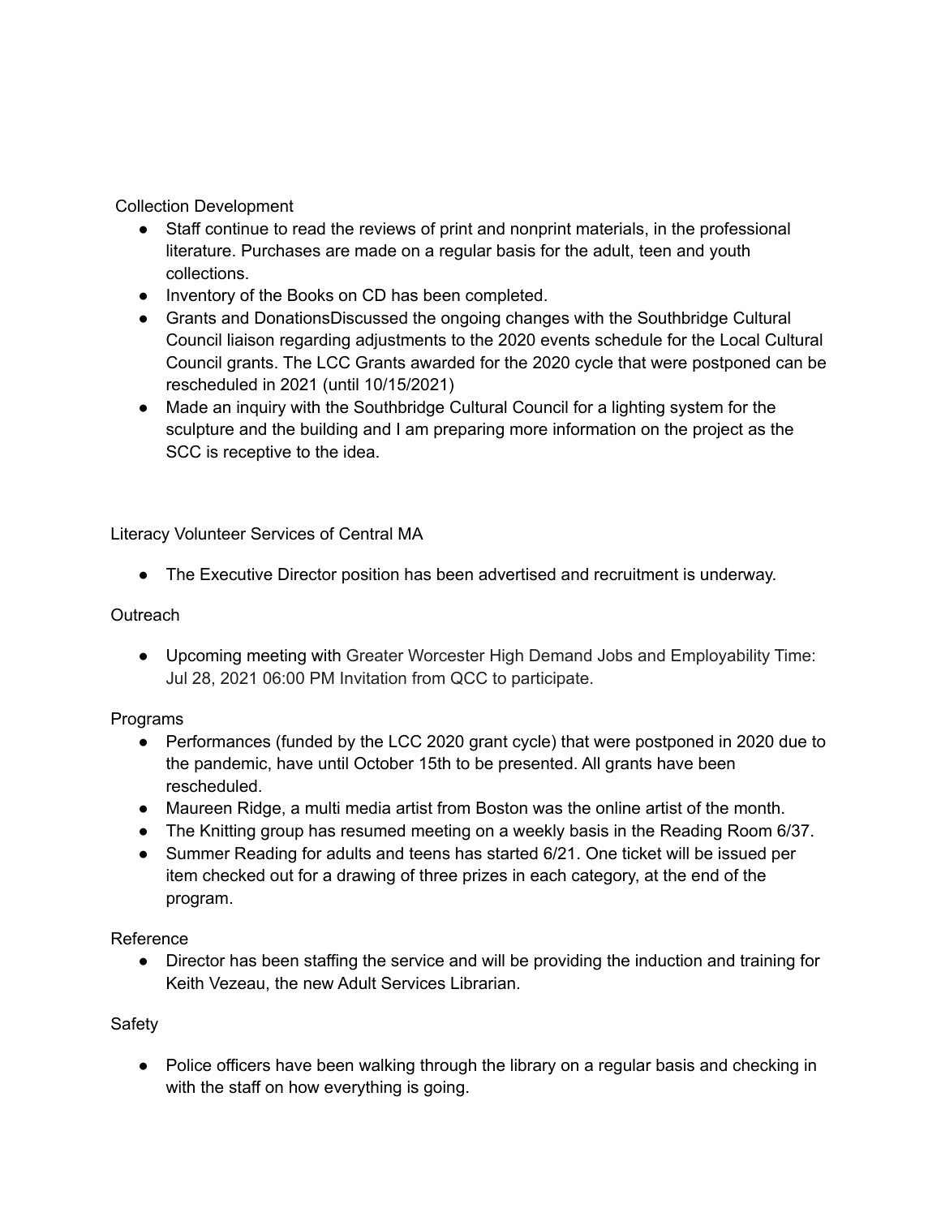Collection Development

- Staff continue to read the reviews of print and nonprint materials, in the professional literature. Purchases are made on a regular basis for the adult, teen and youth collections.
- Inventory of the Books on CD has been completed.
- Grants and DonationsDiscussed the ongoing changes with the Southbridge Cultural Council liaison regarding adjustments to the 2020 events schedule for the Local Cultural Council grants. The LCC Grants awarded for the 2020 cycle that were postponed can be rescheduled in 2021 (until 10/15/2021)
- Made an inquiry with the Southbridge Cultural Council for a lighting system for the sculpture and the building and I am preparing more information on the project as the SCC is receptive to the idea.

Literacy Volunteer Services of Central MA

- The Executive Director position has been advertised and recruitment is underway.

Outreach

- Upcoming meeting with Greater Worcester High Demand Jobs and Employability Time: Jul 28, 2021 06:00 PM Invitation from QCC to participate.

Programs

- Performances (funded by the LCC 2020 grant cycle) that were postponed in 2020 due to the pandemic, have until October 15th to be presented. All grants have been rescheduled.
- Maureen Ridge, a multi media artist from Boston was the online artist of the month.
- The Knitting group has resumed meeting on a weekly basis in the Reading Room 6/37.
- Summer Reading for adults and teens has started 6/21. One ticket will be issued per item checked out for a drawing of three prizes in each category, at the end of the program.

Reference

- Director has been staffing the service and will be providing the induction and training for Keith Vezeau, the new Adult Services Librarian.

Safety

- Police officers have been walking through the library on a regular basis and checking in with the staff on how everything is going.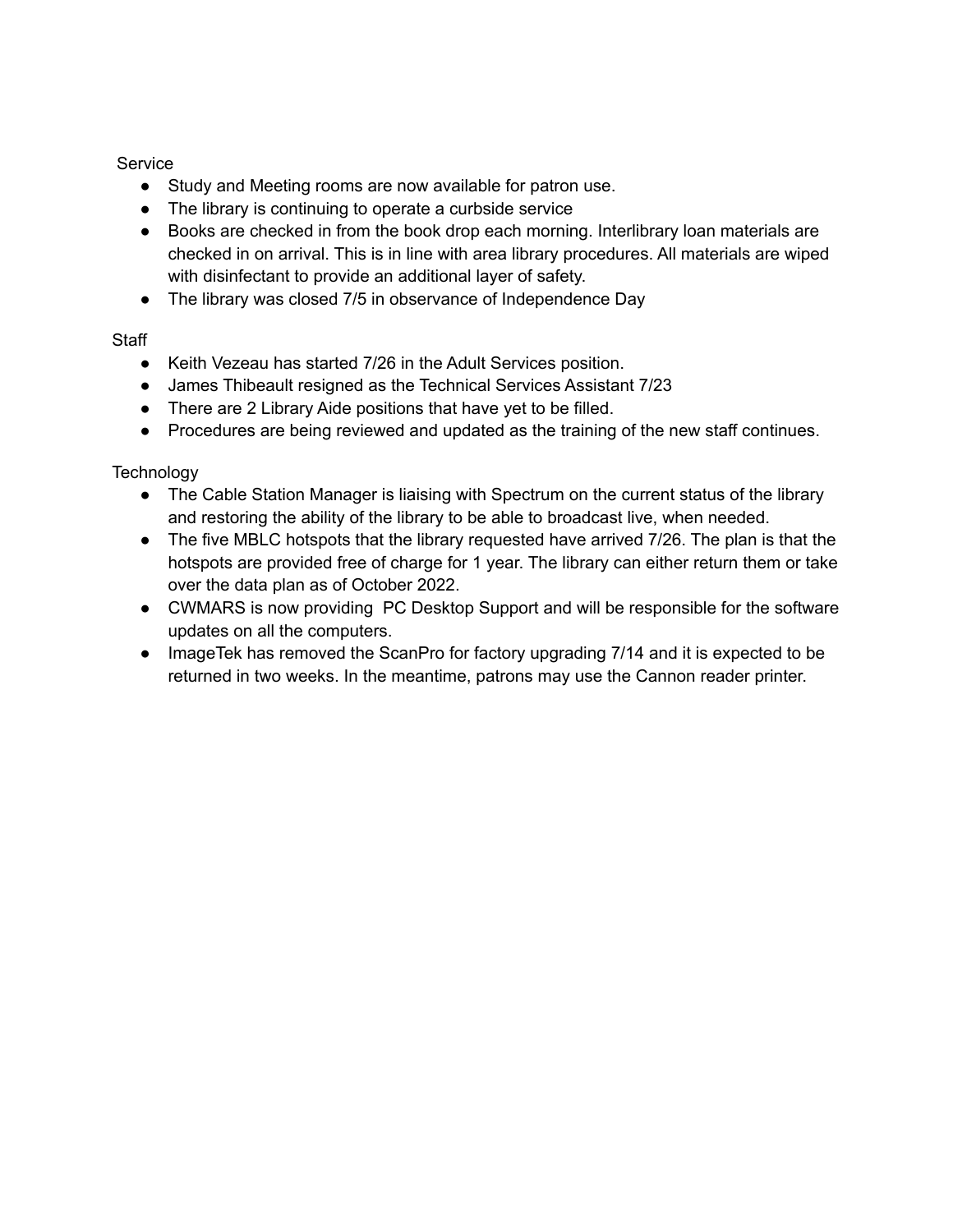Service

- Study and Meeting rooms are now available for patron use.
- The library is continuing to operate a curbside service
- Books are checked in from the book drop each morning. Interlibrary loan materials are checked in on arrival. This is in line with area library procedures. All materials are wiped with disinfectant to provide an additional layer of safety.
- The library was closed 7/5 in observance of Independence Day

Staff

- Keith Vezeau has started 7/26 in the Adult Services position.
- James Thibeault resigned as the Technical Services Assistant 7/23
- There are 2 Library Aide positions that have yet to be filled.
- Procedures are being reviewed and updated as the training of the new staff continues.

Technology

- The Cable Station Manager is liaising with Spectrum on the current status of the library and restoring the ability of the library to be able to broadcast live, when needed.
- The five MBLC hotspots that the library requested have arrived 7/26. The plan is that the hotspots are provided free of charge for 1 year. The library can either return them or take over the data plan as of October 2022.
- CWMARS is now providing PC Desktop Support and will be responsible for the software updates on all the computers.
- ImageTek has removed the ScanPro for factory upgrading 7/14 and it is expected to be returned in two weeks. In the meantime, patrons may use the Cannon reader printer.